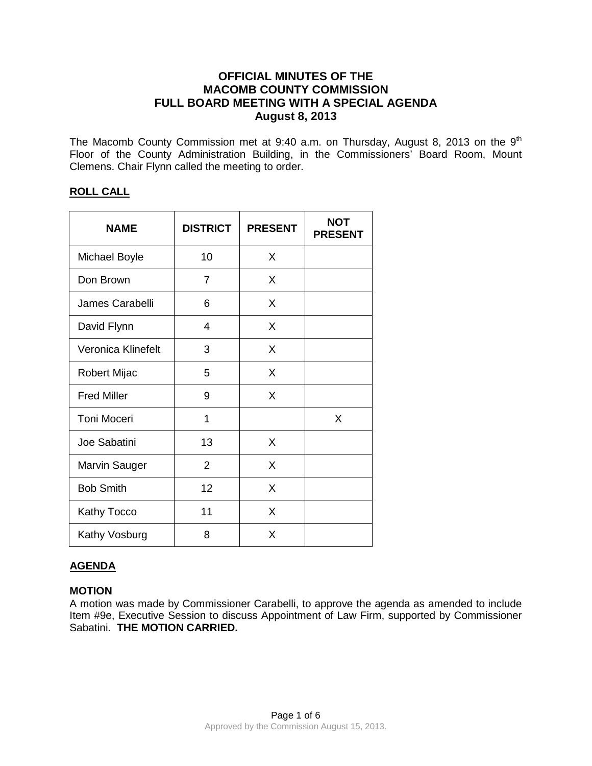# OFFICIAL MINUTES OF THE MACOMB COUNTY COMMISSION FULL BOARD MEETING WITH A SPECIAL AGENDA August 8, 2013

The Macomb County Commission met at 9:40 a.m. on Thursday, August 8, 2013 on the 9th Floor of the County Administration Building, in the Commissioners' Board Room, Mount Clemens. Chair Flynn called the meeting to order.

## ROLL CALL

| NAME | DISTRICT | PRESENT | NOT PRESENT |
|---|---|---|---|
| Michael Boyle | 10 | X | |
| Don Brown | 7 | X | |
| James Carabelli | 6 | X | |
| David Flynn | 4 | X | |
| Veronica Klinefelt | 3 | X | |
| Robert Mijac | 5 | X | |
| Fred Miller | 9 | X | |
| Toni Moceri | 1 | | X |
| Joe Sabatini | 13 | X | |
| Marvin Sauger | 2 | X | |
| Bob Smith | 12 | X | |
| Kathy Tocco | 11 | X | |
| Kathy Vosburg | 8 | X | |

## AGENDA

### MOTION

A motion was made by Commissioner Carabelli, to approve the agenda as amended to include Item #9e, Executive Session to discuss Appointment of Law Firm, supported by Commissioner Sabatini. **THE MOTION CARRIED.**

Approved by the Commission August 15, 2013.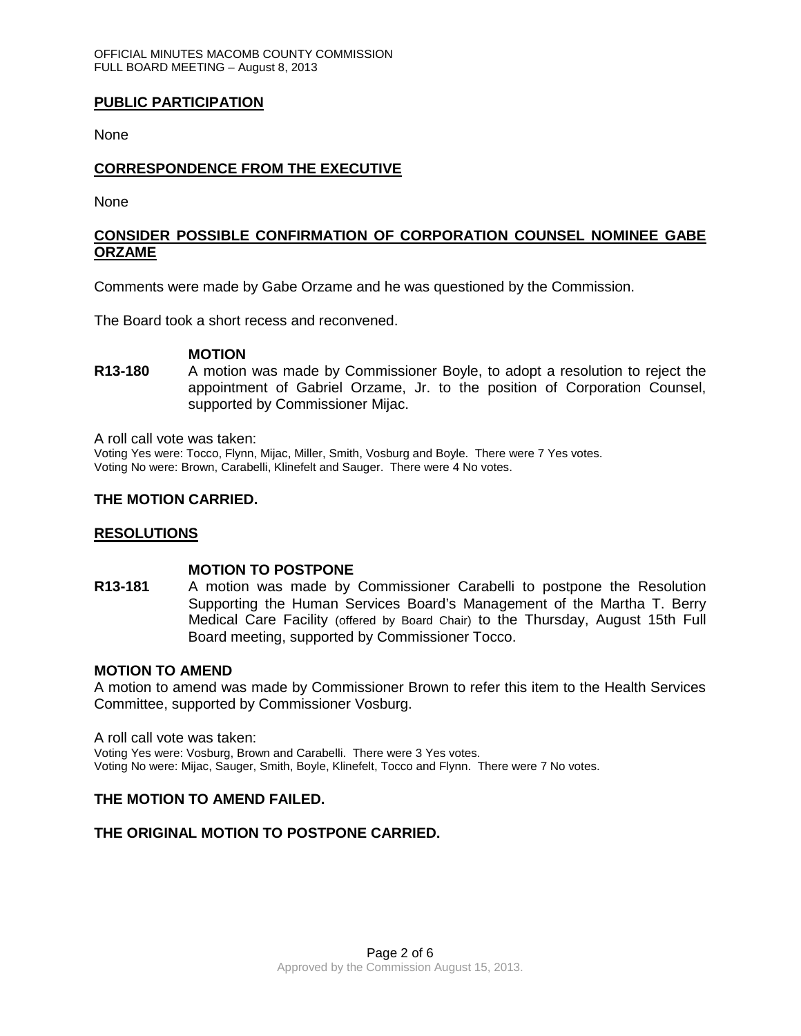## PUBLIC PARTICIPATION

None

## CORRESPONDENCE FROM THE EXECUTIVE

None

## CONSIDER POSSIBLE CONFIRMATION OF CORPORATION COUNSEL NOMINEE GABE ORZAME

Comments were made by Gabe Orzame and he was questioned by the Commission.

The Board took a short recess and reconvened.

**MOTION**

**R13-180** A motion was made by Commissioner Boyle, to adopt a resolution to reject the appointment of Gabriel Orzame, Jr. to the position of Corporation Counsel, supported by Commissioner Mijac.

A roll call vote was taken:
Voting Yes were: Tocco, Flynn, Mijac, Miller, Smith, Vosburg and Boyle. There were 7 Yes votes.
Voting No were: Brown, Carabelli, Klinefelt and Sauger. There were 4 No votes.

**THE MOTION CARRIED.**

## RESOLUTIONS

**MOTION TO POSTPONE**

**R13-181** A motion was made by Commissioner Carabelli to postpone the Resolution Supporting the Human Services Board's Management of the Martha T. Berry Medical Care Facility (offered by Board Chair) to the Thursday, August 15th Full Board meeting, supported by Commissioner Tocco.

**MOTION TO AMEND**

A motion to amend was made by Commissioner Brown to refer this item to the Health Services Committee, supported by Commissioner Vosburg.

A roll call vote was taken:
Voting Yes were: Vosburg, Brown and Carabelli. There were 3 Yes votes.
Voting No were: Mijac, Sauger, Smith, Boyle, Klinefelt, Tocco and Flynn. There were 7 No votes.

**THE MOTION TO AMEND FAILED.**

**THE ORIGINAL MOTION TO POSTPONE CARRIED.**

Approved by the Commission August 15, 2013.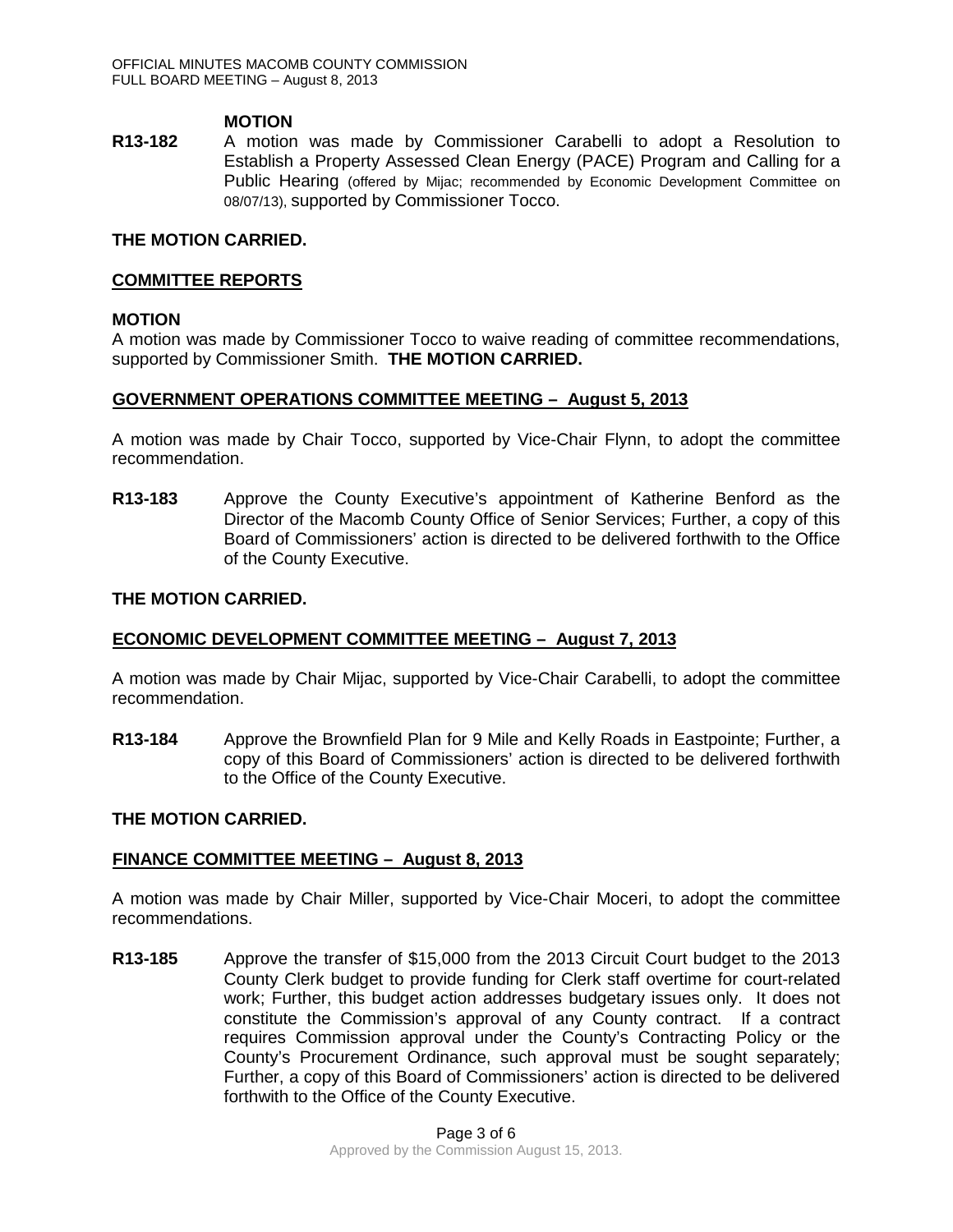**MOTION**

**R13-182** A motion was made by Commissioner Carabelli to adopt a Resolution to Establish a Property Assessed Clean Energy (PACE) Program and Calling for a Public Hearing (offered by Mijac; recommended by Economic Development Committee on 08/07/13), supported by Commissioner Tocco.

**THE MOTION CARRIED.**

## COMMITTEE REPORTS

**MOTION**

A motion was made by Commissioner Tocco to waive reading of committee recommendations, supported by Commissioner Smith. **THE MOTION CARRIED.**

### GOVERNMENT OPERATIONS COMMITTEE MEETING – August 5, 2013

A motion was made by Chair Tocco, supported by Vice-Chair Flynn, to adopt the committee recommendation.

**R13-183** Approve the County Executive's appointment of Katherine Benford as the Director of the Macomb County Office of Senior Services; Further, a copy of this Board of Commissioners' action is directed to be delivered forthwith to the Office of the County Executive.

**THE MOTION CARRIED.**

### ECONOMIC DEVELOPMENT COMMITTEE MEETING – August 7, 2013

A motion was made by Chair Mijac, supported by Vice-Chair Carabelli, to adopt the committee recommendation.

**R13-184** Approve the Brownfield Plan for 9 Mile and Kelly Roads in Eastpointe; Further, a copy of this Board of Commissioners' action is directed to be delivered forthwith to the Office of the County Executive.

**THE MOTION CARRIED.**

### FINANCE COMMITTEE MEETING – August 8, 2013

A motion was made by Chair Miller, supported by Vice-Chair Moceri, to adopt the committee recommendations.

**R13-185** Approve the transfer of $15,000 from the 2013 Circuit Court budget to the 2013 County Clerk budget to provide funding for Clerk staff overtime for court-related work; Further, this budget action addresses budgetary issues only. It does not constitute the Commission's approval of any County contract. If a contract requires Commission approval under the County's Contracting Policy or the County's Procurement Ordinance, such approval must be sought separately; Further, a copy of this Board of Commissioners' action is directed to be delivered forthwith to the Office of the County Executive.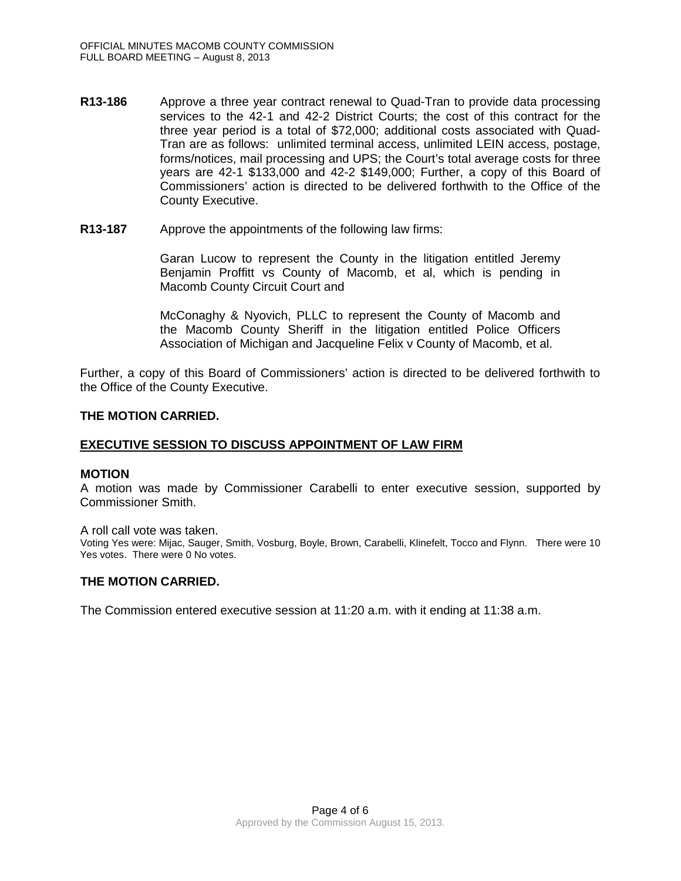**R13-186** Approve a three year contract renewal to Quad-Tran to provide data processing services to the 42-1 and 42-2 District Courts; the cost of this contract for the three year period is a total of $72,000; additional costs associated with Quad-Tran are as follows: unlimited terminal access, unlimited LEIN access, postage, forms/notices, mail processing and UPS; the Court's total average costs for three years are 42-1 $133,000 and 42-2 $149,000; Further, a copy of this Board of Commissioners' action is directed to be delivered forthwith to the Office of the County Executive.

**R13-187** Approve the appointments of the following law firms:

Garan Lucow to represent the County in the litigation entitled Jeremy Benjamin Proffitt vs County of Macomb, et al, which is pending in Macomb County Circuit Court and

McConaghy & Nyovich, PLLC to represent the County of Macomb and the Macomb County Sheriff in the litigation entitled Police Officers Association of Michigan and Jacqueline Felix v County of Macomb, et al.

Further, a copy of this Board of Commissioners' action is directed to be delivered forthwith to the Office of the County Executive.

**THE MOTION CARRIED.**

## EXECUTIVE SESSION TO DISCUSS APPOINTMENT OF LAW FIRM

**MOTION**

A motion was made by Commissioner Carabelli to enter executive session, supported by Commissioner Smith.

A roll call vote was taken.

Voting Yes were: Mijac, Sauger, Smith, Vosburg, Boyle, Brown, Carabelli, Klinefelt, Tocco and Flynn. There were 10 Yes votes. There were 0 No votes.

**THE MOTION CARRIED.**

The Commission entered executive session at 11:20 a.m. with it ending at 11:38 a.m.

Approved by the Commission August 15, 2013.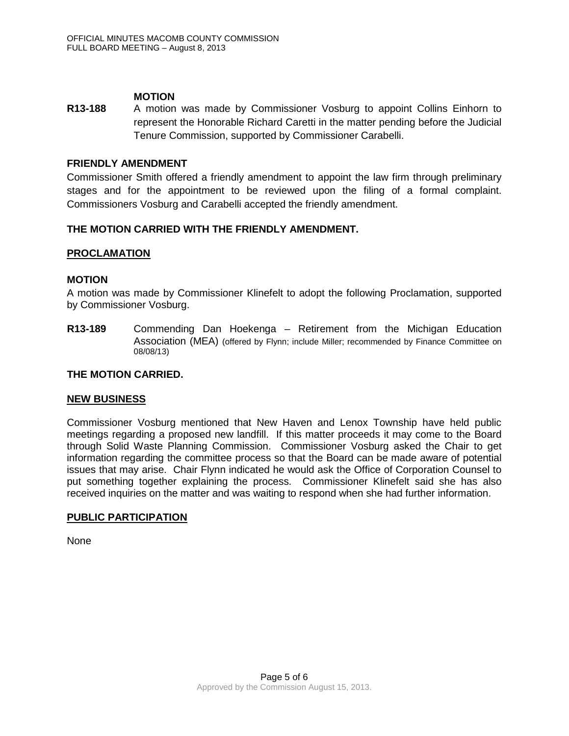**MOTION**

**R13-188** A motion was made by Commissioner Vosburg to appoint Collins Einhorn to represent the Honorable Richard Caretti in the matter pending before the Judicial Tenure Commission, supported by Commissioner Carabelli.

**FRIENDLY AMENDMENT**

Commissioner Smith offered a friendly amendment to appoint the law firm through preliminary stages and for the appointment to be reviewed upon the filing of a formal complaint. Commissioners Vosburg and Carabelli accepted the friendly amendment.

**THE MOTION CARRIED WITH THE FRIENDLY AMENDMENT.**

**PROCLAMATION**

**MOTION**

A motion was made by Commissioner Klinefelt to adopt the following Proclamation, supported by Commissioner Vosburg.

**R13-189** Commending Dan Hoekenga – Retirement from the Michigan Education Association (MEA) (offered by Flynn; include Miller; recommended by Finance Committee on 08/08/13)

**THE MOTION CARRIED.**

**NEW BUSINESS**

Commissioner Vosburg mentioned that New Haven and Lenox Township have held public meetings regarding a proposed new landfill. If this matter proceeds it may come to the Board through Solid Waste Planning Commission. Commissioner Vosburg asked the Chair to get information regarding the committee process so that the Board can be made aware of potential issues that may arise. Chair Flynn indicated he would ask the Office of Corporation Counsel to put something together explaining the process. Commissioner Klinefelt said she has also received inquiries on the matter and was waiting to respond when she had further information.

**PUBLIC PARTICIPATION**

None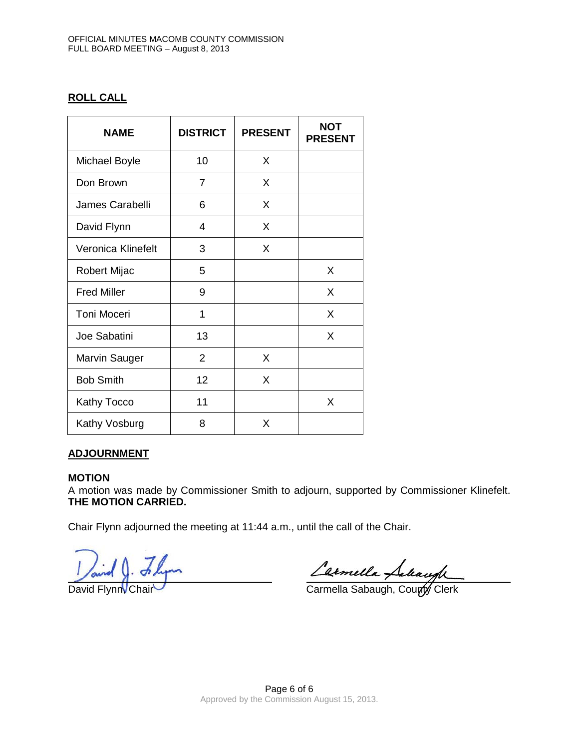## ROLL CALL

| NAME | DISTRICT | PRESENT | NOT PRESENT |
|---|---|---|---|
| Michael Boyle | 10 | X | |
| Don Brown | 7 | X | |
| James Carabelli | 6 | X | |
| David Flynn | 4 | X | |
| Veronica Klinefelt | 3 | X | |
| Robert Mijac | 5 | | X |
| Fred Miller | 9 | | X |
| Toni Moceri | 1 | | X |
| Joe Sabatini | 13 | | X |
| Marvin Sauger | 2 | X | |
| Bob Smith | 12 | X | |
| Kathy Tocco | 11 | | X |
| Kathy Vosburg | 8 | X | |

## ADJOURNMENT

**MOTION**

A motion was made by Commissioner Smith to adjourn, supported by Commissioner Klinefelt. **THE MOTION CARRIED.**

Chair Flynn adjourned the meeting at 11:44 a.m., until the call of the Chair.

David Flynn, Chair

Carmella Sabaugh, County Clerk

Approved by the Commission August 15, 2013.